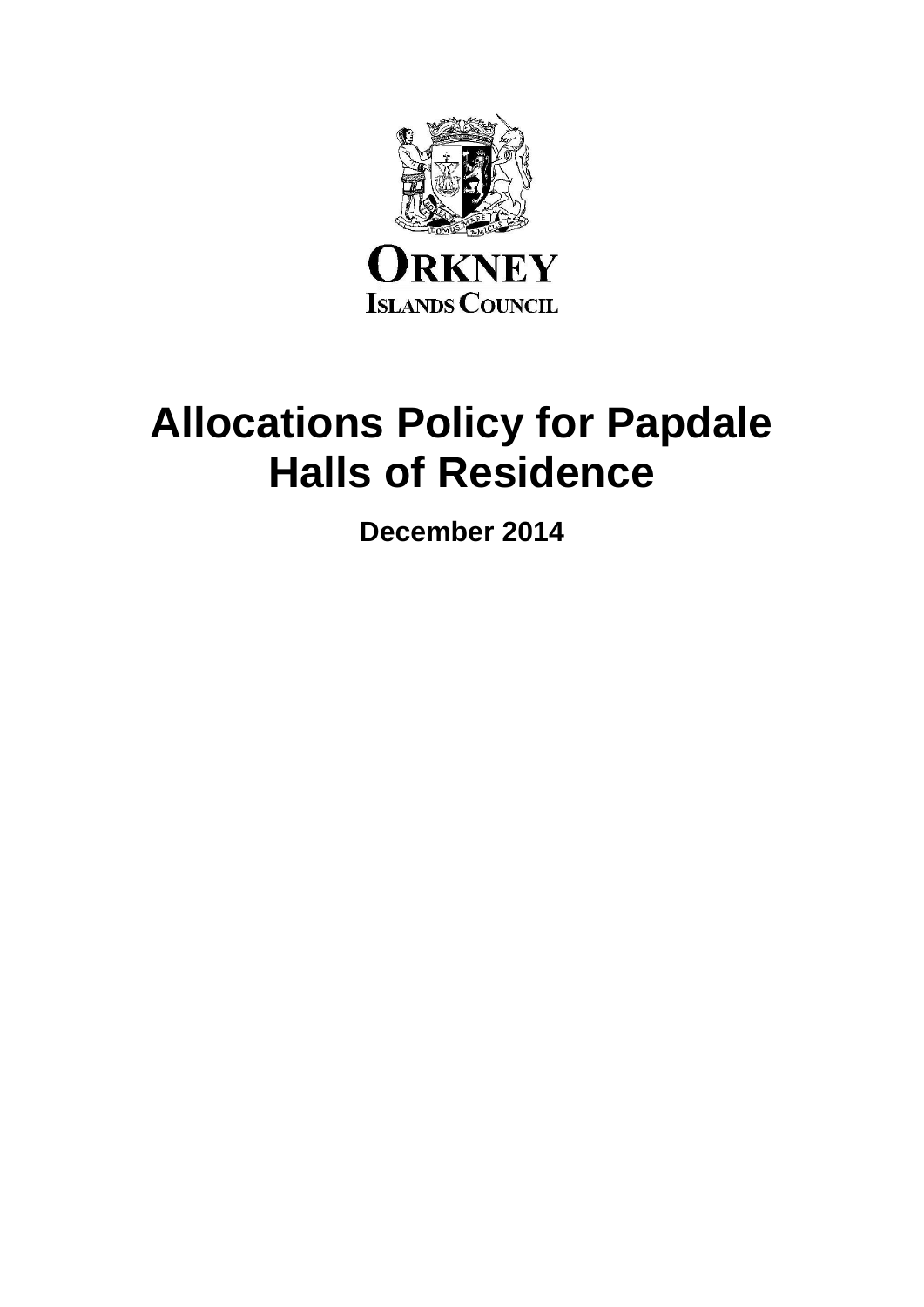# Allocations Policy for Papdale Halls of Residence

**December 2014**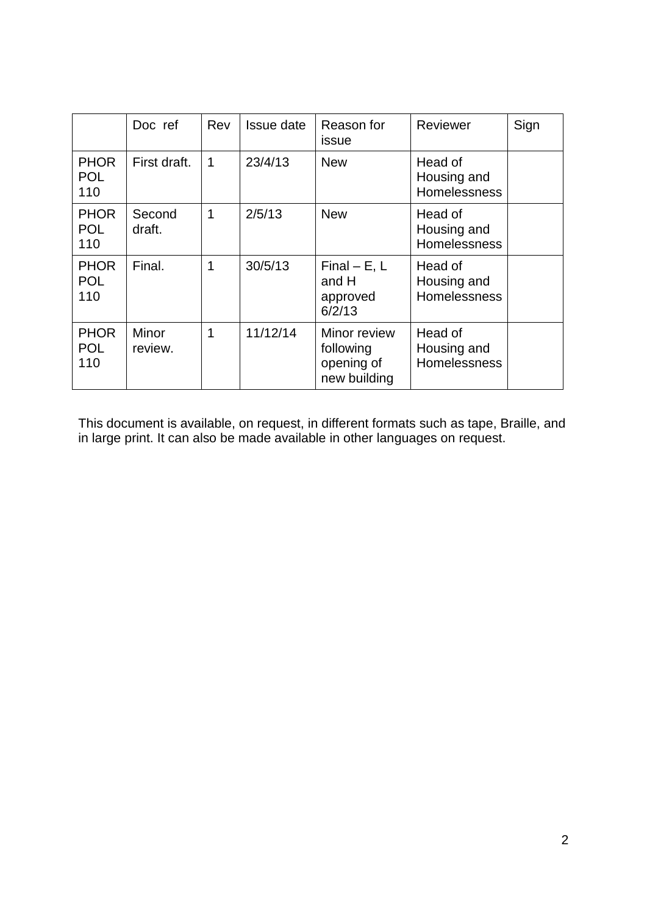| | Doc ref | Rev | Issue date | Reason for issue | Reviewer | Sign |
|---|---|---|---|---|---|---|
| PHOR POL 110 | First draft. | 1 | 23/4/13 | New | Head of Housing and Homelessness | |
| PHOR POL 110 | Second draft. | 1 | 2/5/13 | New | Head of Housing and Homelessness | |
| PHOR POL 110 | Final. | 1 | 30/5/13 | Final – E, L and H approved 6/2/13 | Head of Housing and Homelessness | |
| PHOR POL 110 | Minor review. | 1 | 11/12/14 | Minor review following opening of new building | Head of Housing and Homelessness | |

This document is available, on request, in different formats such as tape, Braille, and in large print. It can also be made available in other languages on request.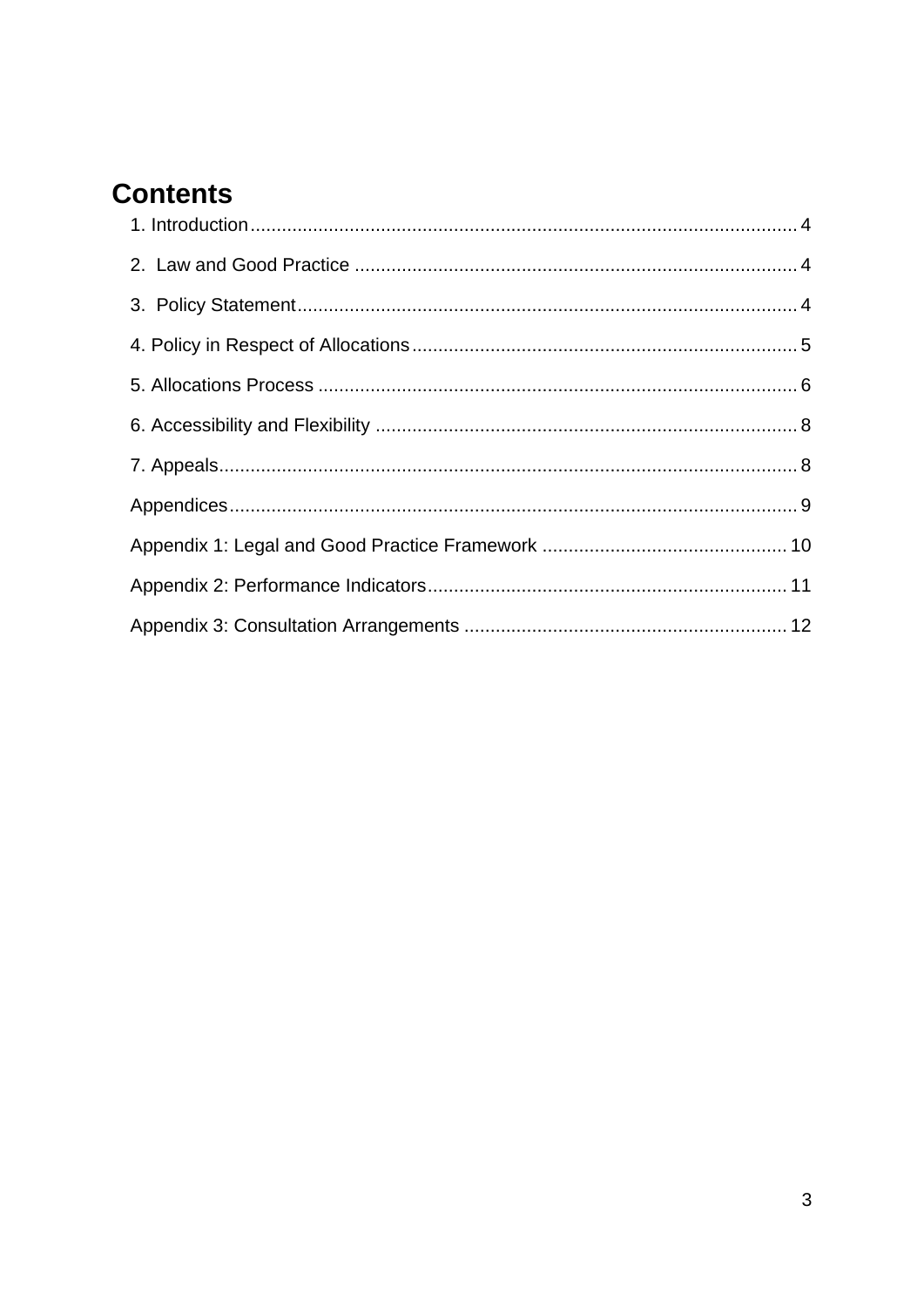# Contents

1. Introduction........................................................................................................ 4

2.  Law and Good Practice .................................................................................... 4

3.  Policy Statement............................................................................................... 4

4. Policy in Respect of Allocations......................................................................... 5

5. Allocations Process ........................................................................................... 6

6. Accessibility and Flexibility ................................................................................ 8

7. Appeals.............................................................................................................. 8

Appendices............................................................................................................ 9

Appendix 1: Legal and Good Practice Framework .............................................. 10

Appendix 2: Performance Indicators.................................................................... 11

Appendix 3: Consultation Arrangements ............................................................. 12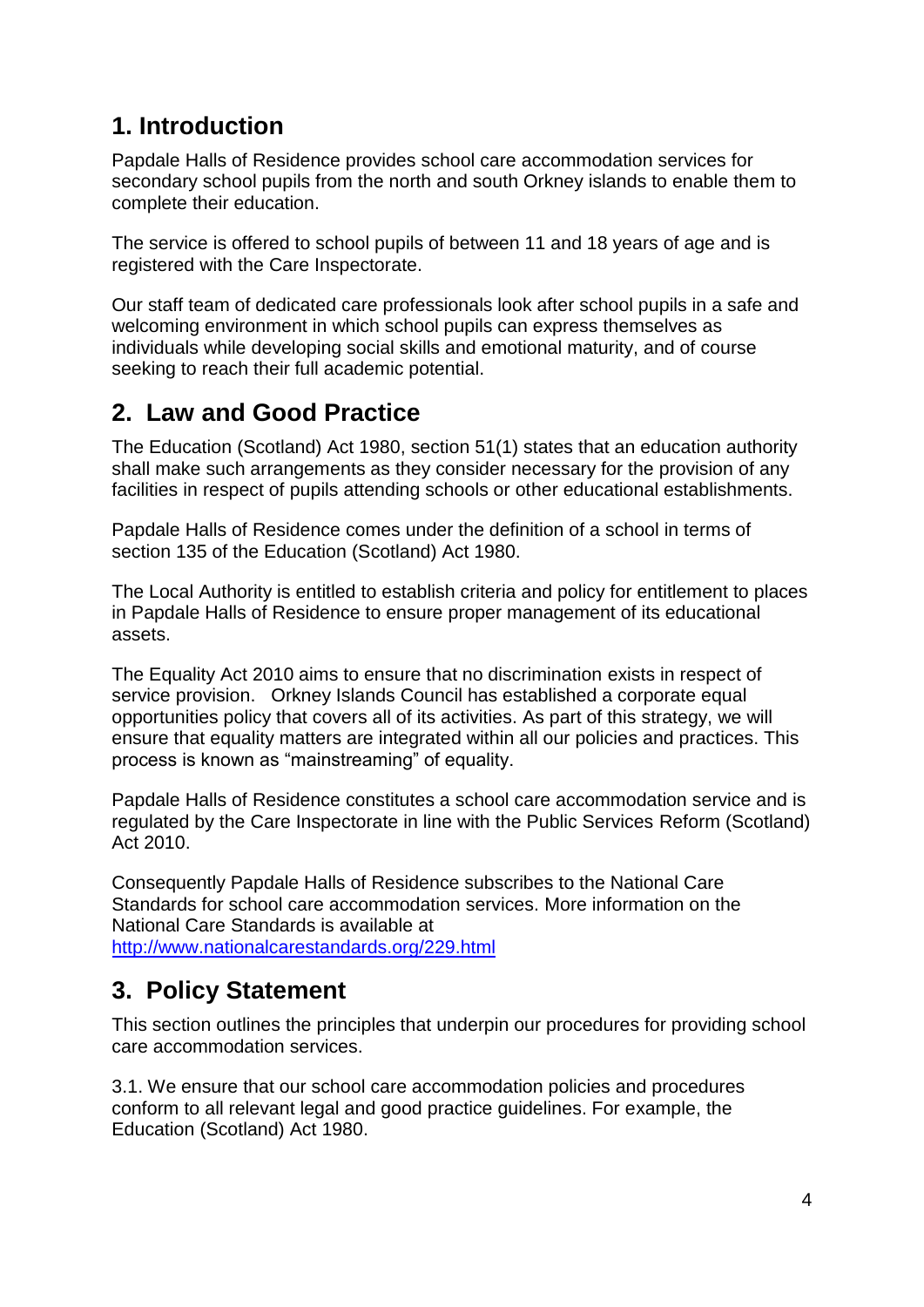## 1. Introduction

Papdale Halls of Residence provides school care accommodation services for secondary school pupils from the north and south Orkney islands to enable them to complete their education.

The service is offered to school pupils of between 11 and 18 years of age and is registered with the Care Inspectorate.

Our staff team of dedicated care professionals look after school pupils in a safe and welcoming environment in which school pupils can express themselves as individuals while developing social skills and emotional maturity, and of course seeking to reach their full academic potential.

## 2. Law and Good Practice

The Education (Scotland) Act 1980, section 51(1) states that an education authority shall make such arrangements as they consider necessary for the provision of any facilities in respect of pupils attending schools or other educational establishments.

Papdale Halls of Residence comes under the definition of a school in terms of section 135 of the Education (Scotland) Act 1980.

The Local Authority is entitled to establish criteria and policy for entitlement to places in Papdale Halls of Residence to ensure proper management of its educational assets.

The Equality Act 2010 aims to ensure that no discrimination exists in respect of service provision. Orkney Islands Council has established a corporate equal opportunities policy that covers all of its activities. As part of this strategy, we will ensure that equality matters are integrated within all our policies and practices. This process is known as "mainstreaming" of equality.

Papdale Halls of Residence constitutes a school care accommodation service and is regulated by the Care Inspectorate in line with the Public Services Reform (Scotland) Act 2010.

Consequently Papdale Halls of Residence subscribes to the National Care Standards for school care accommodation services. More information on the National Care Standards is available at [http://www.nationalcarestandards.org/229.html](http://www.nationalcarestandards.org/229.html)

## 3. Policy Statement

This section outlines the principles that underpin our procedures for providing school care accommodation services.

3.1. We ensure that our school care accommodation policies and procedures conform to all relevant legal and good practice guidelines. For example, the Education (Scotland) Act 1980.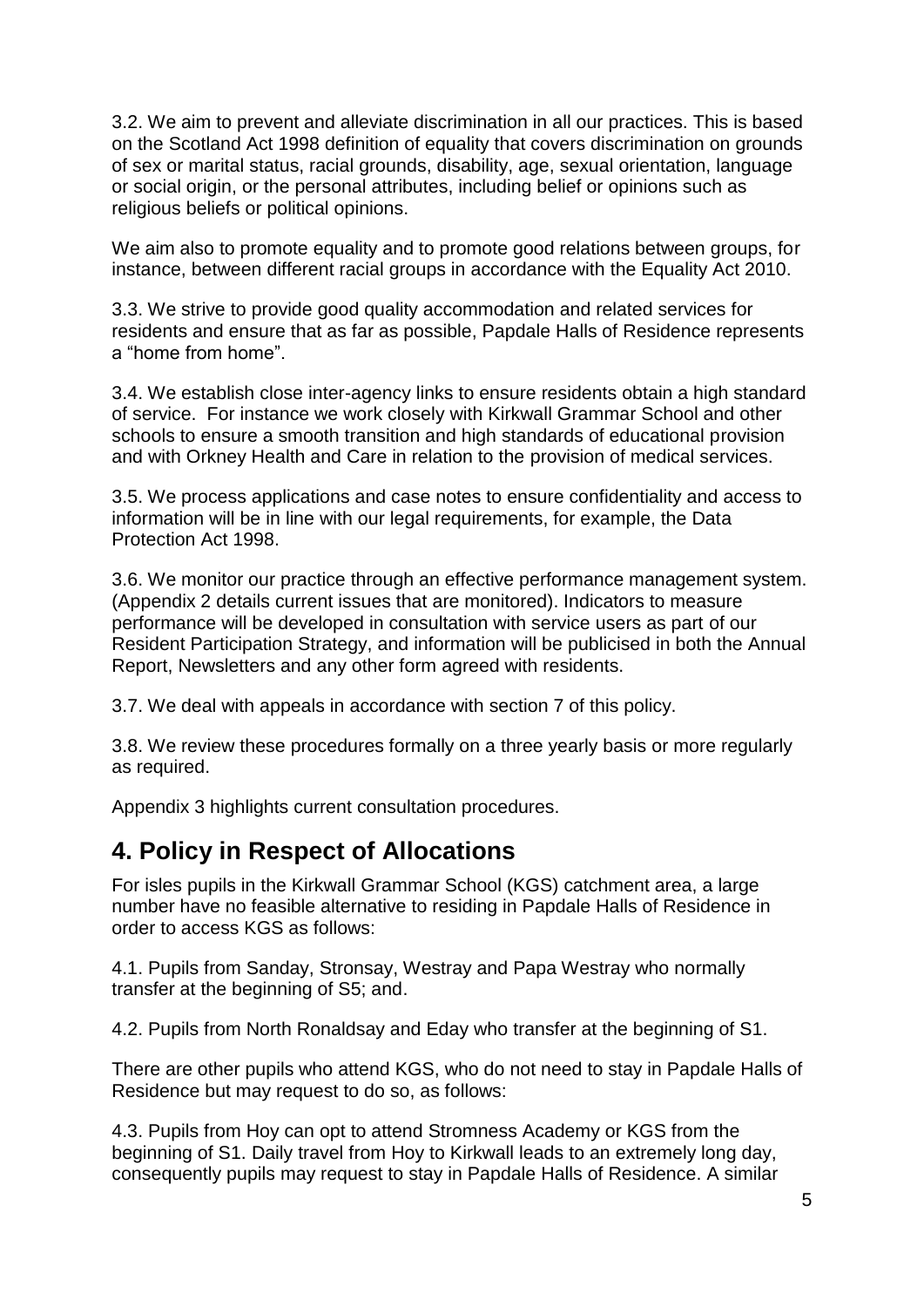3.2. We aim to prevent and alleviate discrimination in all our practices. This is based on the Scotland Act 1998 definition of equality that covers discrimination on grounds of sex or marital status, racial grounds, disability, age, sexual orientation, language or social origin, or the personal attributes, including belief or opinions such as religious beliefs or political opinions.

We aim also to promote equality and to promote good relations between groups, for instance, between different racial groups in accordance with the Equality Act 2010.

3.3. We strive to provide good quality accommodation and related services for residents and ensure that as far as possible, Papdale Halls of Residence represents a "home from home".

3.4. We establish close inter-agency links to ensure residents obtain a high standard of service. For instance we work closely with Kirkwall Grammar School and other schools to ensure a smooth transition and high standards of educational provision and with Orkney Health and Care in relation to the provision of medical services.

3.5. We process applications and case notes to ensure confidentiality and access to information will be in line with our legal requirements, for example, the Data Protection Act 1998.

3.6. We monitor our practice through an effective performance management system. (Appendix 2 details current issues that are monitored). Indicators to measure performance will be developed in consultation with service users as part of our Resident Participation Strategy, and information will be publicised in both the Annual Report, Newsletters and any other form agreed with residents.

3.7. We deal with appeals in accordance with section 7 of this policy.

3.8. We review these procedures formally on a three yearly basis or more regularly as required.

Appendix 3 highlights current consultation procedures.

## 4. Policy in Respect of Allocations

For isles pupils in the Kirkwall Grammar School (KGS) catchment area, a large number have no feasible alternative to residing in Papdale Halls of Residence in order to access KGS as follows:

4.1. Pupils from Sanday, Stronsay, Westray and Papa Westray who normally transfer at the beginning of S5; and.

4.2. Pupils from North Ronaldsay and Eday who transfer at the beginning of S1.

There are other pupils who attend KGS, who do not need to stay in Papdale Halls of Residence but may request to do so, as follows:

4.3. Pupils from Hoy can opt to attend Stromness Academy or KGS from the beginning of S1. Daily travel from Hoy to Kirkwall leads to an extremely long day, consequently pupils may request to stay in Papdale Halls of Residence. A similar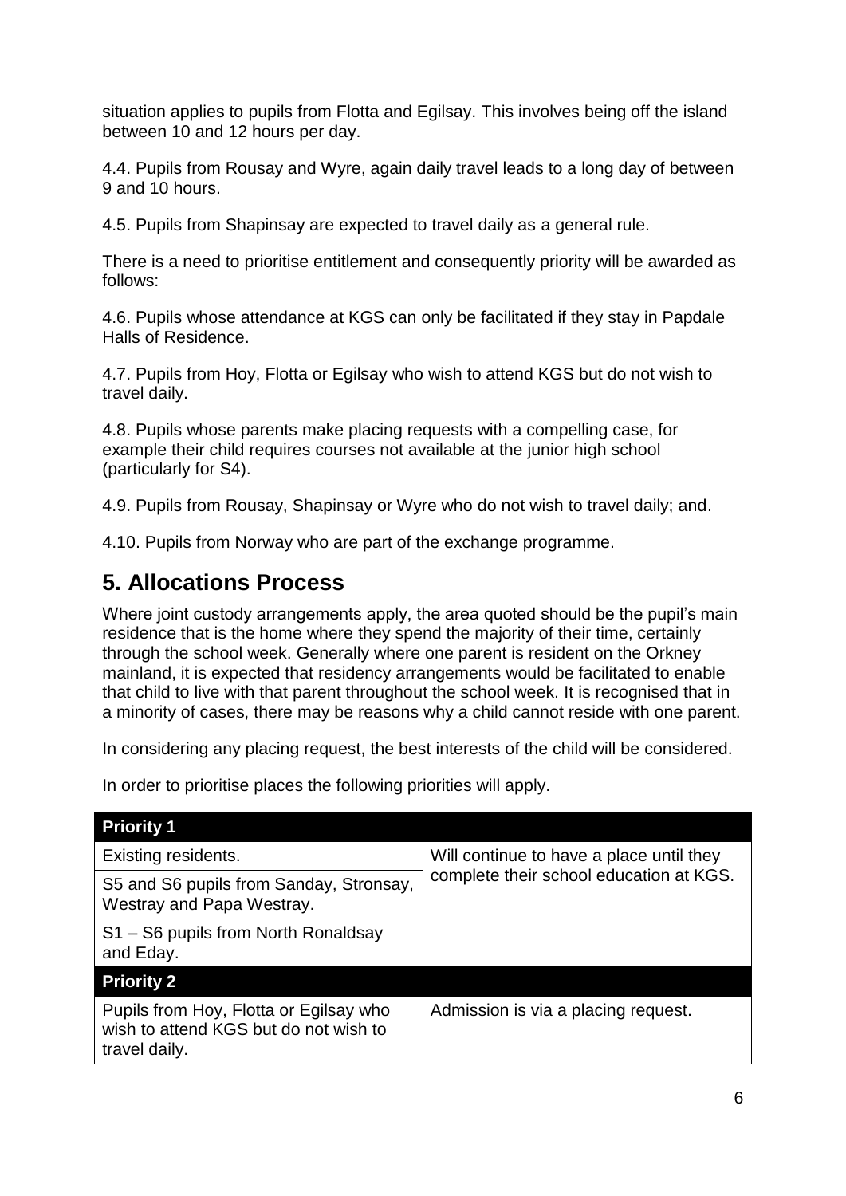situation applies to pupils from Flotta and Egilsay. This involves being off the island between 10 and 12 hours per day.

4.4. Pupils from Rousay and Wyre, again daily travel leads to a long day of between 9 and 10 hours.

4.5. Pupils from Shapinsay are expected to travel daily as a general rule.

There is a need to prioritise entitlement and consequently priority will be awarded as follows:

4.6. Pupils whose attendance at KGS can only be facilitated if they stay in Papdale Halls of Residence.

4.7. Pupils from Hoy, Flotta or Egilsay who wish to attend KGS but do not wish to travel daily.

4.8. Pupils whose parents make placing requests with a compelling case, for example their child requires courses not available at the junior high school (particularly for S4).

4.9. Pupils from Rousay, Shapinsay or Wyre who do not wish to travel daily; and.

4.10. Pupils from Norway who are part of the exchange programme.

## 5. Allocations Process

Where joint custody arrangements apply, the area quoted should be the pupil's main residence that is the home where they spend the majority of their time, certainly through the school week. Generally where one parent is resident on the Orkney mainland, it is expected that residency arrangements would be facilitated to enable that child to live with that parent throughout the school week. It is recognised that in a minority of cases, there may be reasons why a child cannot reside with one parent.

In considering any placing request, the best interests of the child will be considered.

In order to prioritise places the following priorities will apply.

| **Priority 1** | |
|---|---|
| Existing residents. | Will continue to have a place until they complete their school education at KGS. |
| S5 and S6 pupils from Sanday, Stronsay, Westray and Papa Westray. | |
| S1 – S6 pupils from North Ronaldsay and Eday. | |
| **Priority 2** | |
| Pupils from Hoy, Flotta or Egilsay who wish to attend KGS but do not wish to travel daily. | Admission is via a placing request. |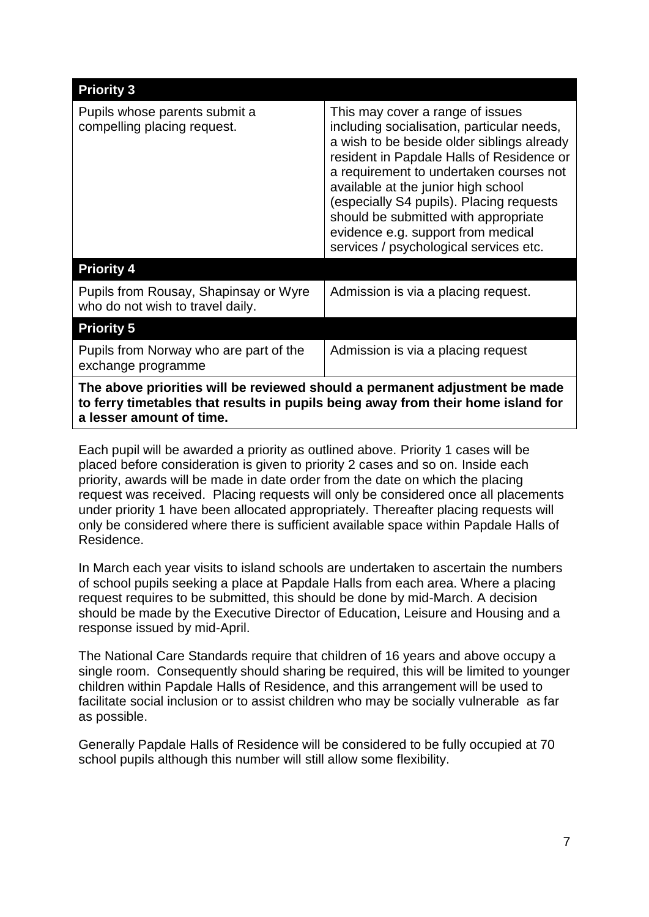| Priority 3 | |
|---|---|
| Pupils whose parents submit a compelling placing request. | This may cover a range of issues including socialisation, particular needs, a wish to be beside older siblings already resident in Papdale Halls of Residence or a requirement to undertaken courses not available at the junior high school (especially S4 pupils). Placing requests should be submitted with appropriate evidence e.g. support from medical services / psychological services etc. |
| **Priority 4** | |
| Pupils from Rousay, Shapinsay or Wyre who do not wish to travel daily. | Admission is via a placing request. |
| **Priority 5** | |
| Pupils from Norway who are part of the exchange programme | Admission is via a placing request |
| **The above priorities will be reviewed should a permanent adjustment be made to ferry timetables that results in pupils being away from their home island for a lesser amount of time.** | |

Each pupil will be awarded a priority as outlined above. Priority 1 cases will be placed before consideration is given to priority 2 cases and so on. Inside each priority, awards will be made in date order from the date on which the placing request was received. Placing requests will only be considered once all placements under priority 1 have been allocated appropriately. Thereafter placing requests will only be considered where there is sufficient available space within Papdale Halls of Residence.

In March each year visits to island schools are undertaken to ascertain the numbers of school pupils seeking a place at Papdale Halls from each area. Where a placing request requires to be submitted, this should be done by mid-March. A decision should be made by the Executive Director of Education, Leisure and Housing and a response issued by mid-April.

The National Care Standards require that children of 16 years and above occupy a single room. Consequently should sharing be required, this will be limited to younger children within Papdale Halls of Residence, and this arrangement will be used to facilitate social inclusion or to assist children who may be socially vulnerable as far as possible.

Generally Papdale Halls of Residence will be considered to be fully occupied at 70 school pupils although this number will still allow some flexibility.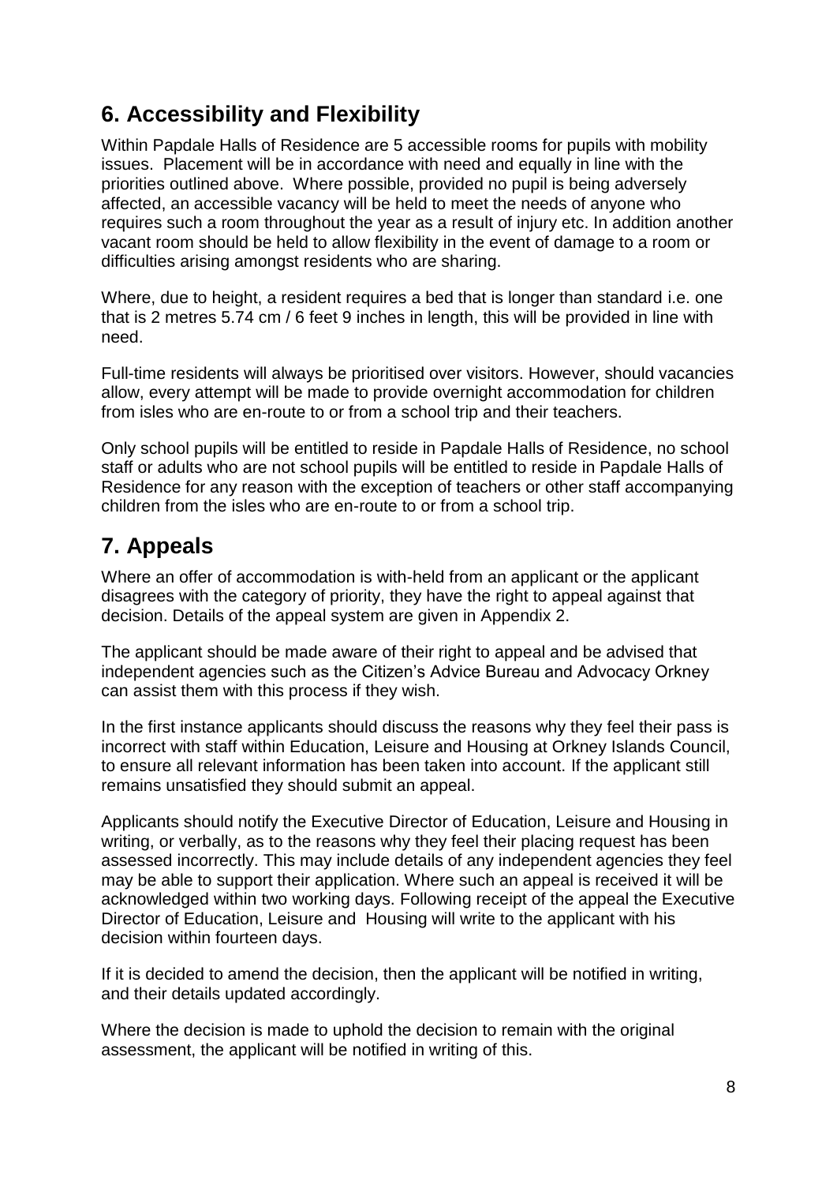## 6. Accessibility and Flexibility

Within Papdale Halls of Residence are 5 accessible rooms for pupils with mobility issues. Placement will be in accordance with need and equally in line with the priorities outlined above. Where possible, provided no pupil is being adversely affected, an accessible vacancy will be held to meet the needs of anyone who requires such a room throughout the year as a result of injury etc. In addition another vacant room should be held to allow flexibility in the event of damage to a room or difficulties arising amongst residents who are sharing.

Where, due to height, a resident requires a bed that is longer than standard i.e. one that is 2 metres 5.74 cm / 6 feet 9 inches in length, this will be provided in line with need.

Full-time residents will always be prioritised over visitors. However, should vacancies allow, every attempt will be made to provide overnight accommodation for children from isles who are en-route to or from a school trip and their teachers.

Only school pupils will be entitled to reside in Papdale Halls of Residence, no school staff or adults who are not school pupils will be entitled to reside in Papdale Halls of Residence for any reason with the exception of teachers or other staff accompanying children from the isles who are en-route to or from a school trip.

## 7. Appeals

Where an offer of accommodation is with-held from an applicant or the applicant disagrees with the category of priority, they have the right to appeal against that decision. Details of the appeal system are given in Appendix 2.

The applicant should be made aware of their right to appeal and be advised that independent agencies such as the Citizen's Advice Bureau and Advocacy Orkney can assist them with this process if they wish.

In the first instance applicants should discuss the reasons why they feel their pass is incorrect with staff within Education, Leisure and Housing at Orkney Islands Council, to ensure all relevant information has been taken into account. If the applicant still remains unsatisfied they should submit an appeal.

Applicants should notify the Executive Director of Education, Leisure and Housing in writing, or verbally, as to the reasons why they feel their placing request has been assessed incorrectly. This may include details of any independent agencies they feel may be able to support their application. Where such an appeal is received it will be acknowledged within two working days. Following receipt of the appeal the Executive Director of Education, Leisure and Housing will write to the applicant with his decision within fourteen days.

If it is decided to amend the decision, then the applicant will be notified in writing, and their details updated accordingly.

Where the decision is made to uphold the decision to remain with the original assessment, the applicant will be notified in writing of this.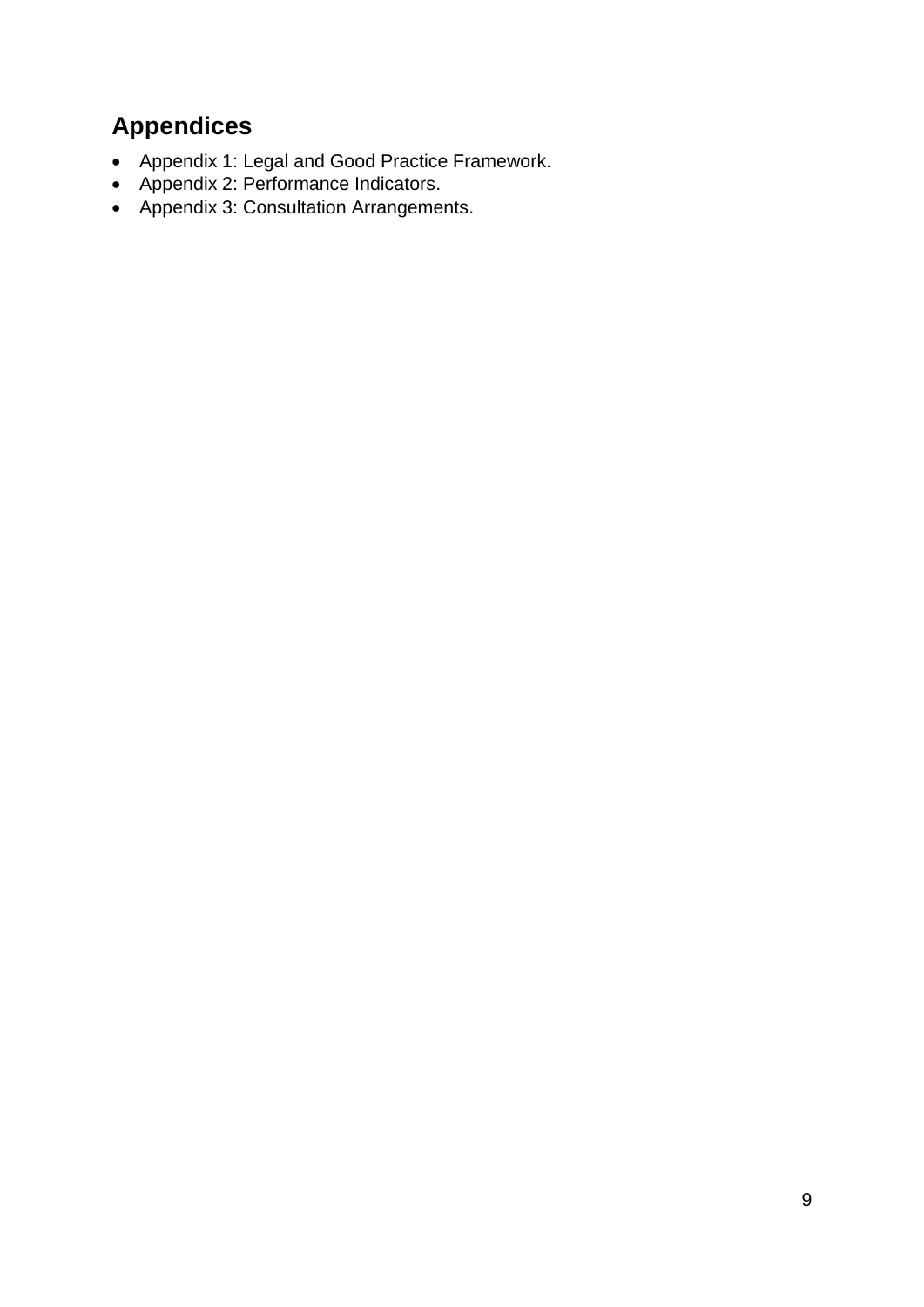## Appendices

- Appendix 1: Legal and Good Practice Framework.
- Appendix 2: Performance Indicators.
- Appendix 3: Consultation Arrangements.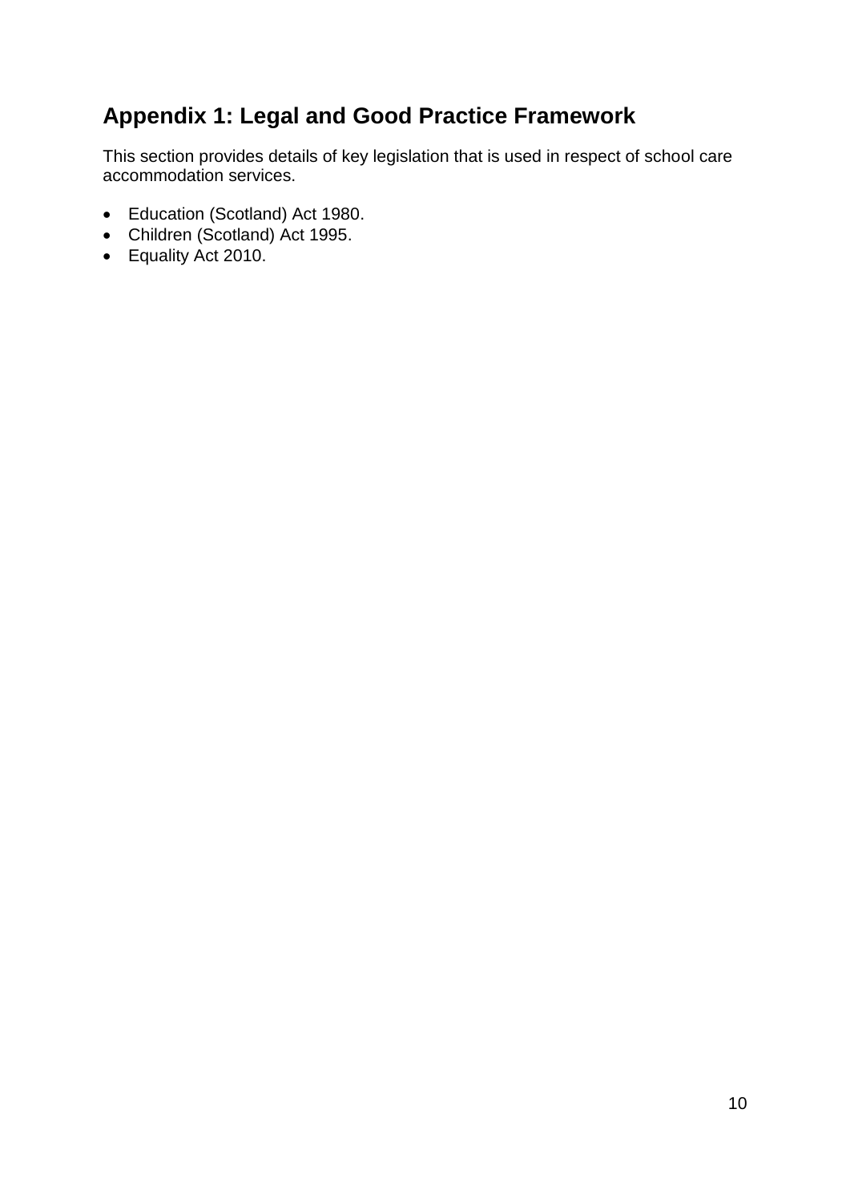## Appendix 1: Legal and Good Practice Framework

This section provides details of key legislation that is used in respect of school care accommodation services.

- Education (Scotland) Act 1980.
- Children (Scotland) Act 1995.
- Equality Act 2010.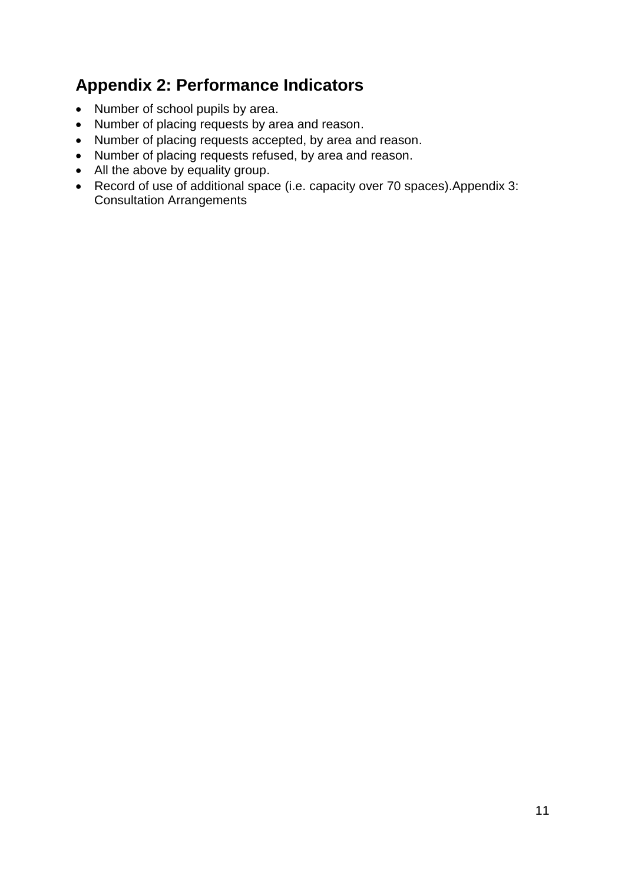## Appendix 2: Performance Indicators

- Number of school pupils by area.
- Number of placing requests by area and reason.
- Number of placing requests accepted, by area and reason.
- Number of placing requests refused, by area and reason.
- All the above by equality group.
- Record of use of additional space (i.e. capacity over 70 spaces).Appendix 3: Consultation Arrangements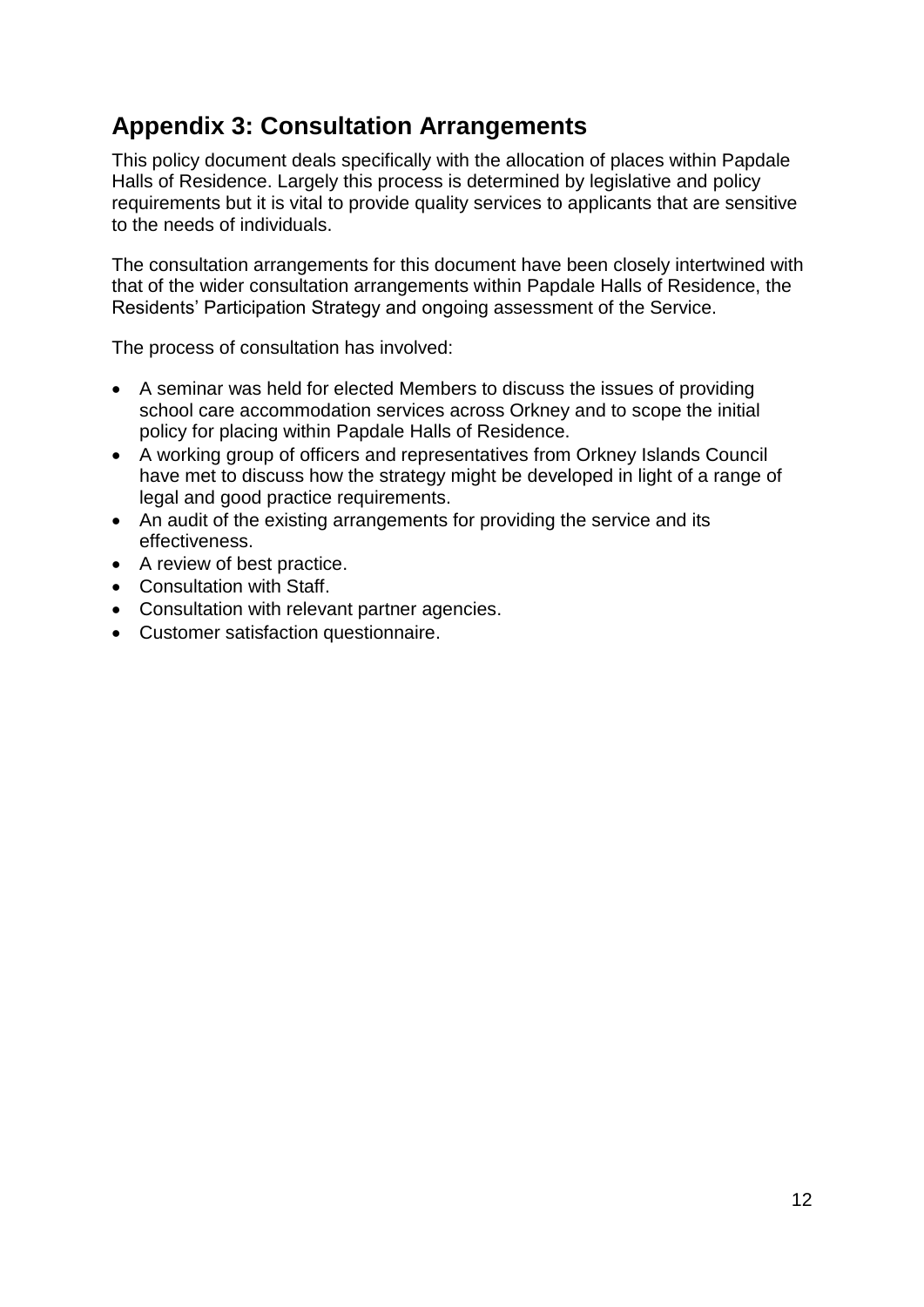## Appendix 3: Consultation Arrangements

This policy document deals specifically with the allocation of places within Papdale Halls of Residence. Largely this process is determined by legislative and policy requirements but it is vital to provide quality services to applicants that are sensitive to the needs of individuals.

The consultation arrangements for this document have been closely intertwined with that of the wider consultation arrangements within Papdale Halls of Residence, the Residents' Participation Strategy and ongoing assessment of the Service.

The process of consultation has involved:

- A seminar was held for elected Members to discuss the issues of providing school care accommodation services across Orkney and to scope the initial policy for placing within Papdale Halls of Residence.
- A working group of officers and representatives from Orkney Islands Council have met to discuss how the strategy might be developed in light of a range of legal and good practice requirements.
- An audit of the existing arrangements for providing the service and its effectiveness.
- A review of best practice.
- Consultation with Staff.
- Consultation with relevant partner agencies.
- Customer satisfaction questionnaire.